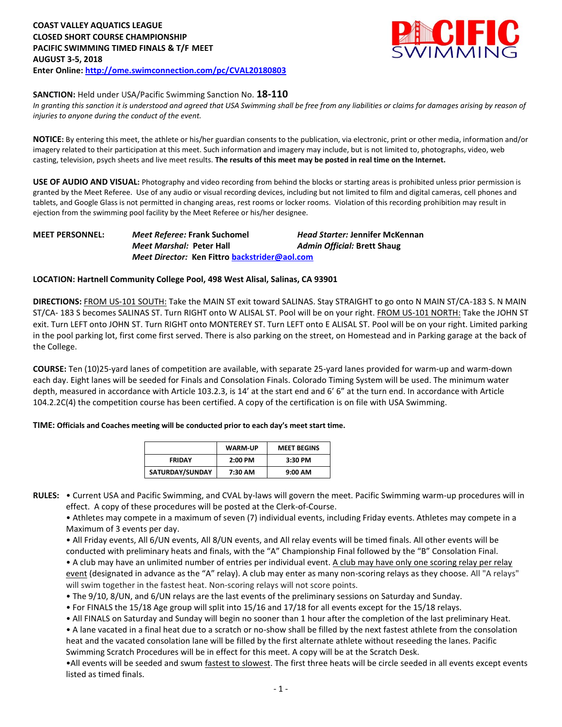**COAST VALLEY AQUATICS LEAGUE**
**CLOSED SHORT COURSE CHAMPIONSHIP**
**PACIFIC SWIMMING TIMED FINALS & T/F MEET**
**AUGUST 3-5, 2018**
**Enter Online: http://ome.swimconnection.com/pc/CVAL20180803**

**SANCTION:** Held under USA/Pacific Swimming Sanction No. **18-110**
*In granting this sanction it is understood and agreed that USA Swimming shall be free from any liabilities or claims for damages arising by reason of injuries to anyone during the conduct of the event.*

**NOTICE:** By entering this meet, the athlete or his/her guardian consents to the publication, via electronic, print or other media, information and/or imagery related to their participation at this meet. Such information and imagery may include, but is not limited to, photographs, video, web casting, television, psych sheets and live meet results. **The results of this meet may be posted in real time on the Internet.**

**USE OF AUDIO AND VISUAL:** Photography and video recording from behind the blocks or starting areas is prohibited unless prior permission is granted by the Meet Referee. Use of any audio or visual recording devices, including but not limited to film and digital cameras, cell phones and tablets, and Google Glass is not permitted in changing areas, rest rooms or locker rooms. Violation of this recording prohibition may result in ejection from the swimming pool facility by the Meet Referee or his/her designee.

**MEET PERSONNEL:**
*Meet Referee:* **Frank Suchomel** — *Head Starter:* **Jennifer McKennan**
*Meet Marshal:* **Peter Hall** — *Admin Official:* **Brett Shaug**
*Meet Director:* **Ken Fittro backstrider@aol.com**

**LOCATION: Hartnell Community College Pool, 498 West Alisal, Salinas, CA 93901**

**DIRECTIONS:** FROM US-101 SOUTH: Take the MAIN ST exit toward SALINAS. Stay STRAIGHT to go onto N MAIN ST/CA-183 S. N MAIN ST/CA- 183 S becomes SALINAS ST. Turn RIGHT onto W ALISAL ST. Pool will be on your right. FROM US-101 NORTH: Take the JOHN ST exit. Turn LEFT onto JOHN ST. Turn RIGHT onto MONTEREY ST. Turn LEFT onto E ALISAL ST. Pool will be on your right. Limited parking in the pool parking lot, first come first served. There is also parking on the street, on Homestead and in Parking garage at the back of the College.

**COURSE:** Ten (10)25-yard lanes of competition are available, with separate 25-yard lanes provided for warm-up and warm-down each day. Eight lanes will be seeded for Finals and Consolation Finals. Colorado Timing System will be used. The minimum water depth, measured in accordance with Article 103.2.3, is 14' at the start end and 6' 6" at the turn end. In accordance with Article 104.2.2C(4) the competition course has been certified. A copy of the certification is on file with USA Swimming.

**TIME: Officials and Coaches meeting will be conducted prior to each day's meet start time.**

| | WARM-UP | MEET BEGINS |
|---|---|---|
| FRIDAY | 2:00 PM | 3:30 PM |
| SATURDAY/SUNDAY | 7:30 AM | 9:00 AM |

**RULES:**
- Current USA and Pacific Swimming, and CVAL by-laws will govern the meet. Pacific Swimming warm-up procedures will in effect. A copy of these procedures will be posted at the Clerk-of-Course.
- Athletes may compete in a maximum of seven (7) individual events, including Friday events. Athletes may compete in a Maximum of 3 events per day.
- All Friday events, All 6/UN events, All 8/UN events, and All relay events will be timed finals. All other events will be conducted with preliminary heats and finals, with the "A" Championship Final followed by the "B" Consolation Final.
- A club may have an unlimited number of entries per individual event. A club may have only one scoring relay per relay event (designated in advance as the "A" relay). A club may enter as many non-scoring relays as they choose. All "A relays" will swim together in the fastest heat. Non-scoring relays will not score points.
- The 9/10, 8/UN, and 6/UN relays are the last events of the preliminary sessions on Saturday and Sunday.
- For FINALS the 15/18 Age group will split into 15/16 and 17/18 for all events except for the 15/18 relays.
- All FINALS on Saturday and Sunday will begin no sooner than 1 hour after the completion of the last preliminary Heat.
- A lane vacated in a final heat due to a scratch or no-show shall be filled by the next fastest athlete from the consolation heat and the vacated consolation lane will be filled by the first alternate athlete without reseeding the lanes. Pacific Swimming Scratch Procedures will be in effect for this meet. A copy will be at the Scratch Desk.
- All events will be seeded and swum fastest to slowest. The first three heats will be circle seeded in all events except events listed as timed finals.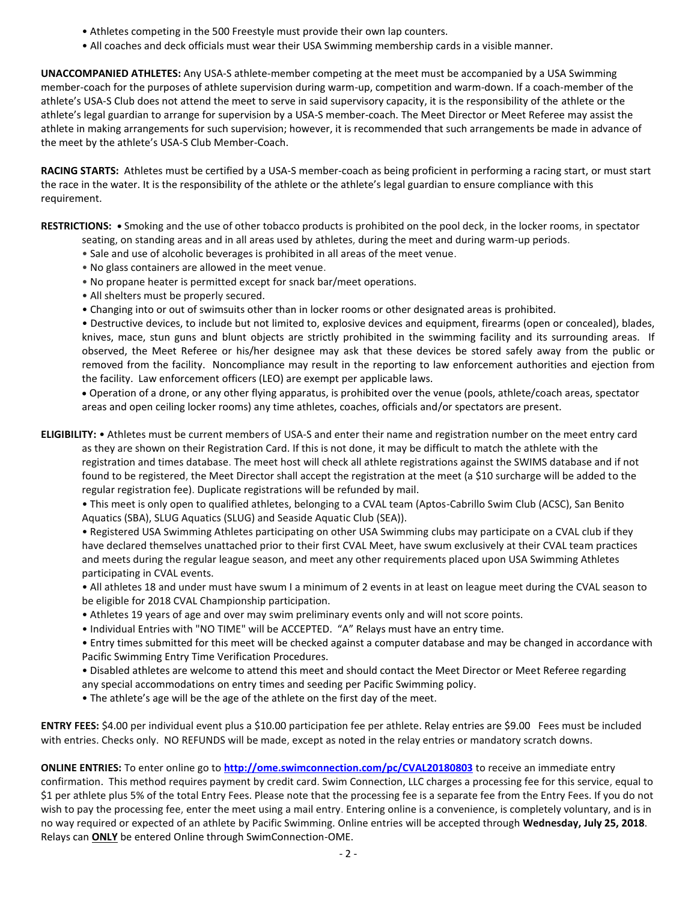- Athletes competing in the 500 Freestyle must provide their own lap counters.
- All coaches and deck officials must wear their USA Swimming membership cards in a visible manner.

**UNACCOMPANIED ATHLETES:** Any USA-S athlete-member competing at the meet must be accompanied by a USA Swimming member-coach for the purposes of athlete supervision during warm-up, competition and warm-down. If a coach-member of the athlete's USA-S Club does not attend the meet to serve in said supervisory capacity, it is the responsibility of the athlete or the athlete's legal guardian to arrange for supervision by a USA-S member-coach. The Meet Director or Meet Referee may assist the athlete in making arrangements for such supervision; however, it is recommended that such arrangements be made in advance of the meet by the athlete's USA-S Club Member-Coach.

**RACING STARTS:** Athletes must be certified by a USA-S member-coach as being proficient in performing a racing start, or must start the race in the water. It is the responsibility of the athlete or the athlete's legal guardian to ensure compliance with this requirement.

**RESTRICTIONS:**
- Smoking and the use of other tobacco products is prohibited on the pool deck, in the locker rooms, in spectator seating, on standing areas and in all areas used by athletes, during the meet and during warm-up periods.
- Sale and use of alcoholic beverages is prohibited in all areas of the meet venue.
- No glass containers are allowed in the meet venue.
- No propane heater is permitted except for snack bar/meet operations.
- All shelters must be properly secured.
- Changing into or out of swimsuits other than in locker rooms or other designated areas is prohibited.
- Destructive devices, to include but not limited to, explosive devices and equipment, firearms (open or concealed), blades, knives, mace, stun guns and blunt objects are strictly prohibited in the swimming facility and its surrounding areas. If observed, the Meet Referee or his/her designee may ask that these devices be stored safely away from the public or removed from the facility. Noncompliance may result in the reporting to law enforcement authorities and ejection from the facility. Law enforcement officers (LEO) are exempt per applicable laws.
- Operation of a drone, or any other flying apparatus, is prohibited over the venue (pools, athlete/coach areas, spectator areas and open ceiling locker rooms) any time athletes, coaches, officials and/or spectators are present.

**ELIGIBILITY:**
- Athletes must be current members of USA-S and enter their name and registration number on the meet entry card as they are shown on their Registration Card. If this is not done, it may be difficult to match the athlete with the registration and times database. The meet host will check all athlete registrations against the SWIMS database and if not found to be registered, the Meet Director shall accept the registration at the meet (a $10 surcharge will be added to the regular registration fee). Duplicate registrations will be refunded by mail.
- This meet is only open to qualified athletes, belonging to a CVAL team (Aptos-Cabrillo Swim Club (ACSC), San Benito Aquatics (SBA), SLUG Aquatics (SLUG) and Seaside Aquatic Club (SEA)).
- Registered USA Swimming Athletes participating on other USA Swimming clubs may participate on a CVAL club if they have declared themselves unattached prior to their first CVAL Meet, have swum exclusively at their CVAL team practices and meets during the regular league season, and meet any other requirements placed upon USA Swimming Athletes participating in CVAL events.
- All athletes 18 and under must have swum I a minimum of 2 events in at least on league meet during the CVAL season to be eligible for 2018 CVAL Championship participation.
- Athletes 19 years of age and over may swim preliminary events only and will not score points.
- Individual Entries with "NO TIME" will be ACCEPTED. "A" Relays must have an entry time.
- Entry times submitted for this meet will be checked against a computer database and may be changed in accordance with Pacific Swimming Entry Time Verification Procedures.
- Disabled athletes are welcome to attend this meet and should contact the Meet Director or Meet Referee regarding any special accommodations on entry times and seeding per Pacific Swimming policy.
- The athlete's age will be the age of the athlete on the first day of the meet.

**ENTRY FEES:** $4.00 per individual event plus a $10.00 participation fee per athlete. Relay entries are $9.00 Fees must be included with entries. Checks only. NO REFUNDS will be made, except as noted in the relay entries or mandatory scratch downs.

**ONLINE ENTRIES:** To enter online go to **http://ome.swimconnection.com/pc/CVAL20180803** to receive an immediate entry confirmation. This method requires payment by credit card. Swim Connection, LLC charges a processing fee for this service, equal to $1 per athlete plus 5% of the total Entry Fees. Please note that the processing fee is a separate fee from the Entry Fees. If you do not wish to pay the processing fee, enter the meet using a mail entry. Entering online is a convenience, is completely voluntary, and is in no way required or expected of an athlete by Pacific Swimming. Online entries will be accepted through **Wednesday, July 25, 2018**. Relays can **ONLY** be entered Online through SwimConnection-OME.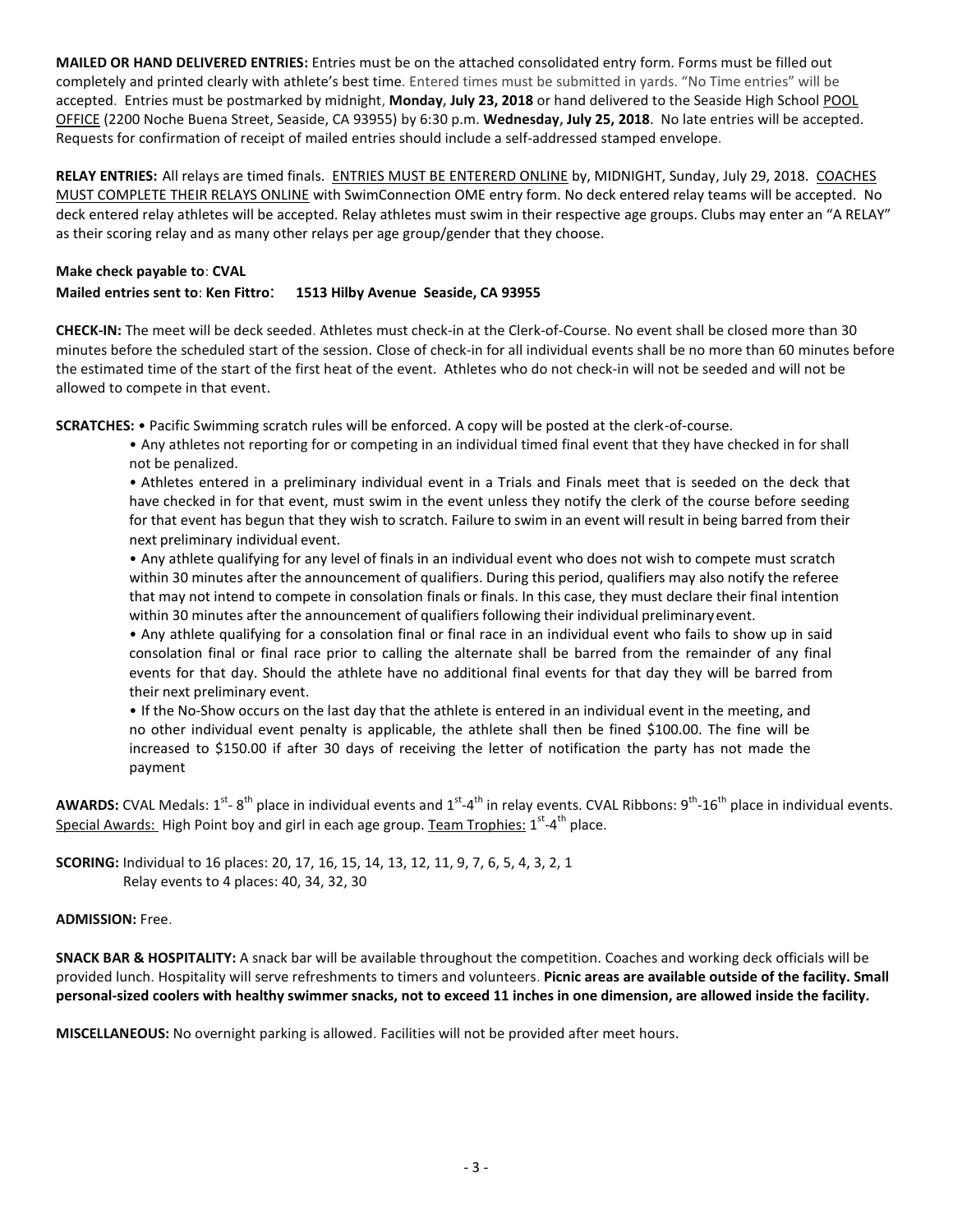**MAILED OR HAND DELIVERED ENTRIES:** Entries must be on the attached consolidated entry form. Forms must be filled out completely and printed clearly with athlete's best time. Entered times must be submitted in yards. "No Time entries" will be accepted. Entries must be postmarked by midnight, **Monday, July 23, 2018** or hand delivered to the Seaside High School POOL OFFICE (2200 Noche Buena Street, Seaside, CA 93955) by 6:30 p.m. **Wednesday, July 25, 2018**. No late entries will be accepted. Requests for confirmation of receipt of mailed entries should include a self-addressed stamped envelope.

**RELAY ENTRIES:** All relays are timed finals. ENTRIES MUST BE ENTERERD ONLINE by, MIDNIGHT, Sunday, July 29, 2018. COACHES MUST COMPLETE THEIR RELAYS ONLINE with SwimConnection OME entry form. No deck entered relay teams will be accepted. No deck entered relay athletes will be accepted. Relay athletes must swim in their respective age groups. Clubs may enter an "A RELAY" as their scoring relay and as many other relays per age group/gender that they choose.

**Make check payable to**: **CVAL**
**Mailed entries sent to**: **Ken Fittro**: **1513 Hilby Avenue Seaside, CA 93955**

**CHECK-IN:** The meet will be deck seeded. Athletes must check-in at the Clerk-of-Course. No event shall be closed more than 30 minutes before the scheduled start of the session. Close of check-in for all individual events shall be no more than 60 minutes before the estimated time of the start of the first heat of the event. Athletes who do not check-in will not be seeded and will not be allowed to compete in that event.

**SCRATCHES:** • Pacific Swimming scratch rules will be enforced. A copy will be posted at the clerk-of-course.

- Any athletes not reporting for or competing in an individual timed final event that they have checked in for shall not be penalized.
- Athletes entered in a preliminary individual event in a Trials and Finals meet that is seeded on the deck that have checked in for that event, must swim in the event unless they notify the clerk of the course before seeding for that event has begun that they wish to scratch. Failure to swim in an event will result in being barred from their next preliminary individual event.
- Any athlete qualifying for any level of finals in an individual event who does not wish to compete must scratch within 30 minutes after the announcement of qualifiers. During this period, qualifiers may also notify the referee that may not intend to compete in consolation finals or finals. In this case, they must declare their final intention within 30 minutes after the announcement of qualifiers following their individual preliminary event.
- Any athlete qualifying for a consolation final or final race in an individual event who fails to show up in said consolation final or final race prior to calling the alternate shall be barred from the remainder of any final events for that day. Should the athlete have no additional final events for that day they will be barred from their next preliminary event.
- If the No-Show occurs on the last day that the athlete is entered in an individual event in the meeting, and no other individual event penalty is applicable, the athlete shall then be fined \$100.00. The fine will be increased to \$150.00 if after 30 days of receiving the letter of notification the party has not made the payment

**AWARDS:** CVAL Medals: 1st- 8th place in individual events and 1st-4th in relay events. CVAL Ribbons: 9th-16th place in individual events. Special Awards: High Point boy and girl in each age group. Team Trophies: 1st-4th place.

**SCORING:** Individual to 16 places: 20, 17, 16, 15, 14, 13, 12, 11, 9, 7, 6, 5, 4, 3, 2, 1
Relay events to 4 places: 40, 34, 32, 30

**ADMISSION:** Free.

**SNACK BAR & HOSPITALITY:** A snack bar will be available throughout the competition. Coaches and working deck officials will be provided lunch. Hospitality will serve refreshments to timers and volunteers. **Picnic areas are available outside of the facility. Small personal-sized coolers with healthy swimmer snacks, not to exceed 11 inches in one dimension, are allowed inside the facility.**

**MISCELLANEOUS:** No overnight parking is allowed. Facilities will not be provided after meet hours.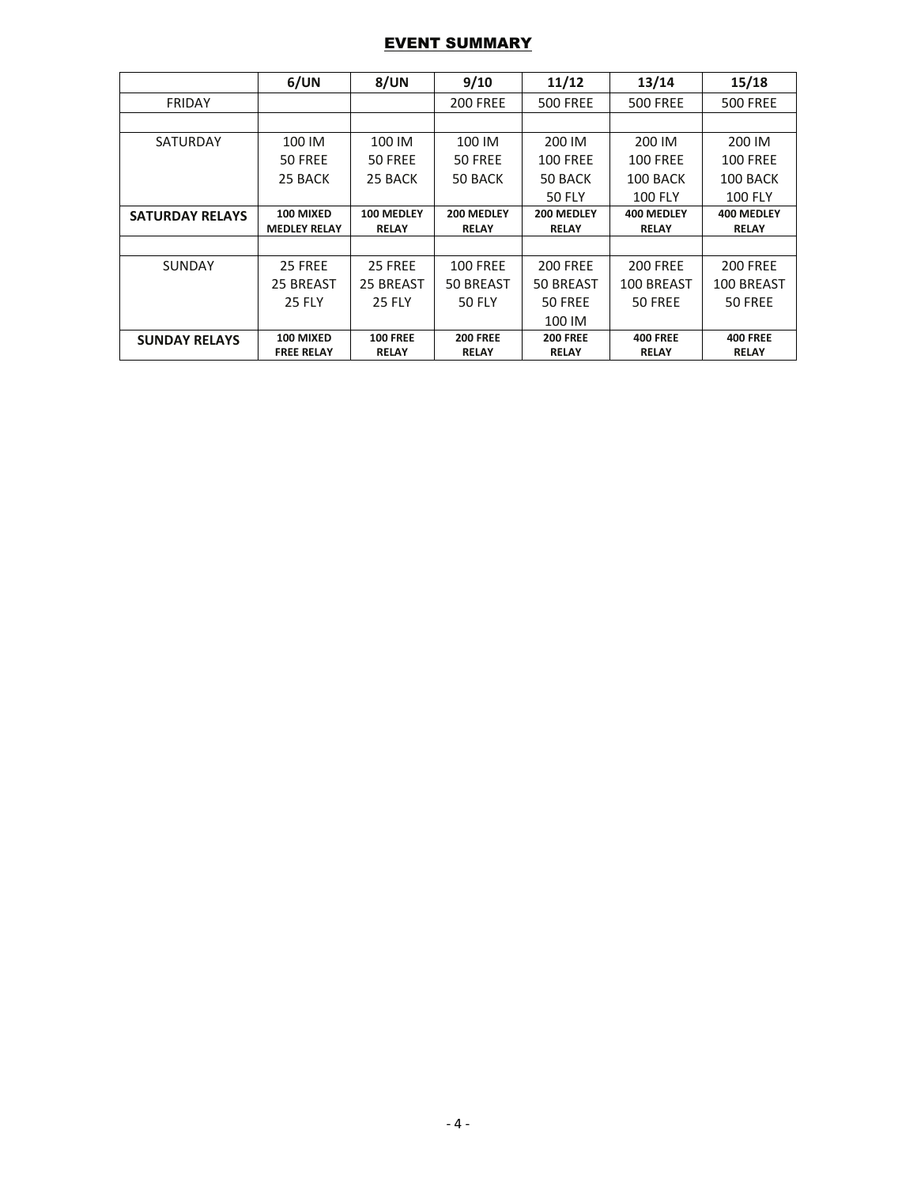## EVENT SUMMARY

| | 6/UN | 8/UN | 9/10 | 11/12 | 13/14 | 15/18 |
|---|---|---|---|---|---|---|
| FRIDAY | | | 200 FREE | 500 FREE | 500 FREE | 500 FREE |
| | | | | | | |
| SATURDAY | 100 IM<br>50 FREE<br>25 BACK | 100 IM<br>50 FREE<br>25 BACK | 100 IM<br>50 FREE<br>50 BACK | 200 IM<br>100 FREE<br>50 BACK<br>50 FLY | 200 IM<br>100 FREE<br>100 BACK<br>100 FLY | 200 IM<br>100 FREE<br>100 BACK<br>100 FLY |
| **SATURDAY RELAYS** | **100 MIXED MEDLEY RELAY** | **100 MEDLEY RELAY** | **200 MEDLEY RELAY** | **200 MEDLEY RELAY** | **400 MEDLEY RELAY** | **400 MEDLEY RELAY** |
| | | | | | | |
| SUNDAY | 25 FREE<br>25 BREAST<br>25 FLY | 25 FREE<br>25 BREAST<br>25 FLY | 100 FREE<br>50 BREAST<br>50 FLY | 200 FREE<br>50 BREAST<br>50 FREE<br>100 IM | 200 FREE<br>100 BREAST<br>50 FREE | 200 FREE<br>100 BREAST<br>50 FREE |
| **SUNDAY RELAYS** | **100 MIXED FREE RELAY** | **100 FREE RELAY** | **200 FREE RELAY** | **200 FREE RELAY** | **400 FREE RELAY** | **400 FREE RELAY** |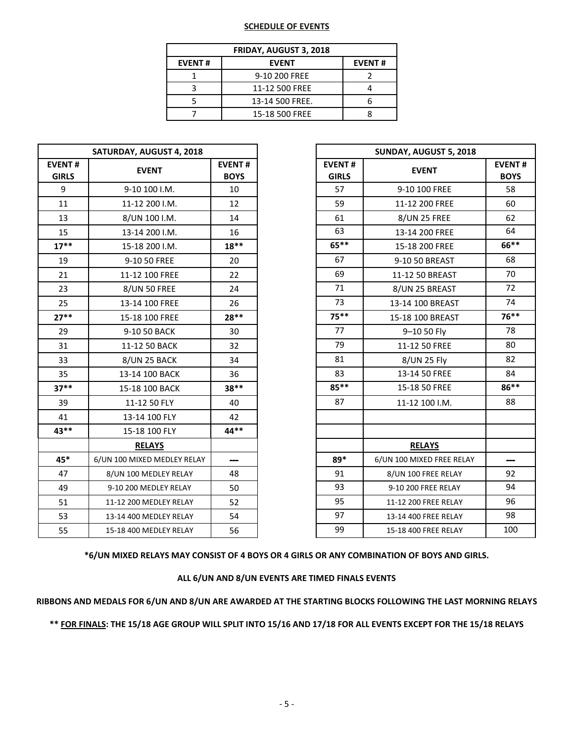## SCHEDULE OF EVENTS

| FRIDAY, AUGUST 3, 2018 | | |
|---|---|---|
| EVENT # | EVENT | EVENT # |
| 1 | 9-10 200 FREE | 2 |
| 3 | 11-12 500 FREE | 4 |
| 5 | 13-14 500 FREE. | 6 |
| 7 | 15-18 500 FREE | 8 |

| SATURDAY, AUGUST 4, 2018 | | |
|---|---|---|
| EVENT # GIRLS | EVENT | EVENT # BOYS |
| 9 | 9-10 100 I.M. | 10 |
| 11 | 11-12 200 I.M. | 12 |
| 13 | 8/UN 100 I.M. | 14 |
| 15 | 13-14 200 I.M. | 16 |
| **17**** | 15-18 200 I.M. | **18**** |
| 19 | 9-10 50 FREE | 20 |
| 21 | 11-12 100 FREE | 22 |
| 23 | 8/UN 50 FREE | 24 |
| 25 | 13-14 100 FREE | 26 |
| **27**** | 15-18 100 FREE | **28**** |
| 29 | 9-10 50 BACK | 30 |
| 31 | 11-12 50 BACK | 32 |
| 33 | 8/UN 25 BACK | 34 |
| 35 | 13-14 100 BACK | 36 |
| **37**** | 15-18 100 BACK | **38**** |
| 39 | 11-12 50 FLY | 40 |
| 41 | 13-14 100 FLY | 42 |
| **43**** | 15-18 100 FLY | **44**** |
| | **RELAYS** | |
| **45*** | 6/UN 100 MIXED MEDLEY RELAY | --- |
| 47 | 8/UN 100 MEDLEY RELAY | 48 |
| 49 | 9-10 200 MEDLEY RELAY | 50 |
| 51 | 11-12 200 MEDLEY RELAY | 52 |
| 53 | 13-14 400 MEDLEY RELAY | 54 |
| 55 | 15-18 400 MEDLEY RELAY | 56 |

| SUNDAY, AUGUST 5, 2018 | | |
|---|---|---|
| EVENT # GIRLS | EVENT | EVENT # BOYS |
| 57 | 9-10 100 FREE | 58 |
| 59 | 11-12 200 FREE | 60 |
| 61 | 8/UN 25 FREE | 62 |
| 63 | 13-14 200 FREE | 64 |
| **65**** | 15-18 200 FREE | **66**** |
| 67 | 9-10 50 BREAST | 68 |
| 69 | 11-12 50 BREAST | 70 |
| 71 | 8/UN 25 BREAST | 72 |
| 73 | 13-14 100 BREAST | 74 |
| **75**** | 15-18 100 BREAST | **76**** |
| 77 | 9–10 50 Fly | 78 |
| 79 | 11-12 50 FREE | 80 |
| 81 | 8/UN 25 Fly | 82 |
| 83 | 13-14 50 FREE | 84 |
| **85**** | 15-18 50 FREE | **86**** |
| 87 | 11-12 100 I.M. | 88 |
| | | |
| | | |
| | **RELAYS** | |
| **89*** | 6/UN 100 MIXED FREE RELAY | --- |
| 91 | 8/UN 100 FREE RELAY | 92 |
| 93 | 9-10 200 FREE RELAY | 94 |
| 95 | 11-12 200 FREE RELAY | 96 |
| 97 | 13-14 400 FREE RELAY | 98 |
| 99 | 15-18 400 FREE RELAY | 100 |

**\*6/UN MIXED RELAYS MAY CONSIST OF 4 BOYS OR 4 GIRLS OR ANY COMBINATION OF BOYS AND GIRLS.**

**ALL 6/UN AND 8/UN EVENTS ARE TIMED FINALS EVENTS**

**RIBBONS AND MEDALS FOR 6/UN AND 8/UN ARE AWARDED AT THE STARTING BLOCKS FOLLOWING THE LAST MORNING RELAYS**

**\*\* <u>FOR FINALS</u>: THE 15/18 AGE GROUP WILL SPLIT INTO 15/16 AND 17/18 FOR ALL EVENTS EXCEPT FOR THE 15/18 RELAYS**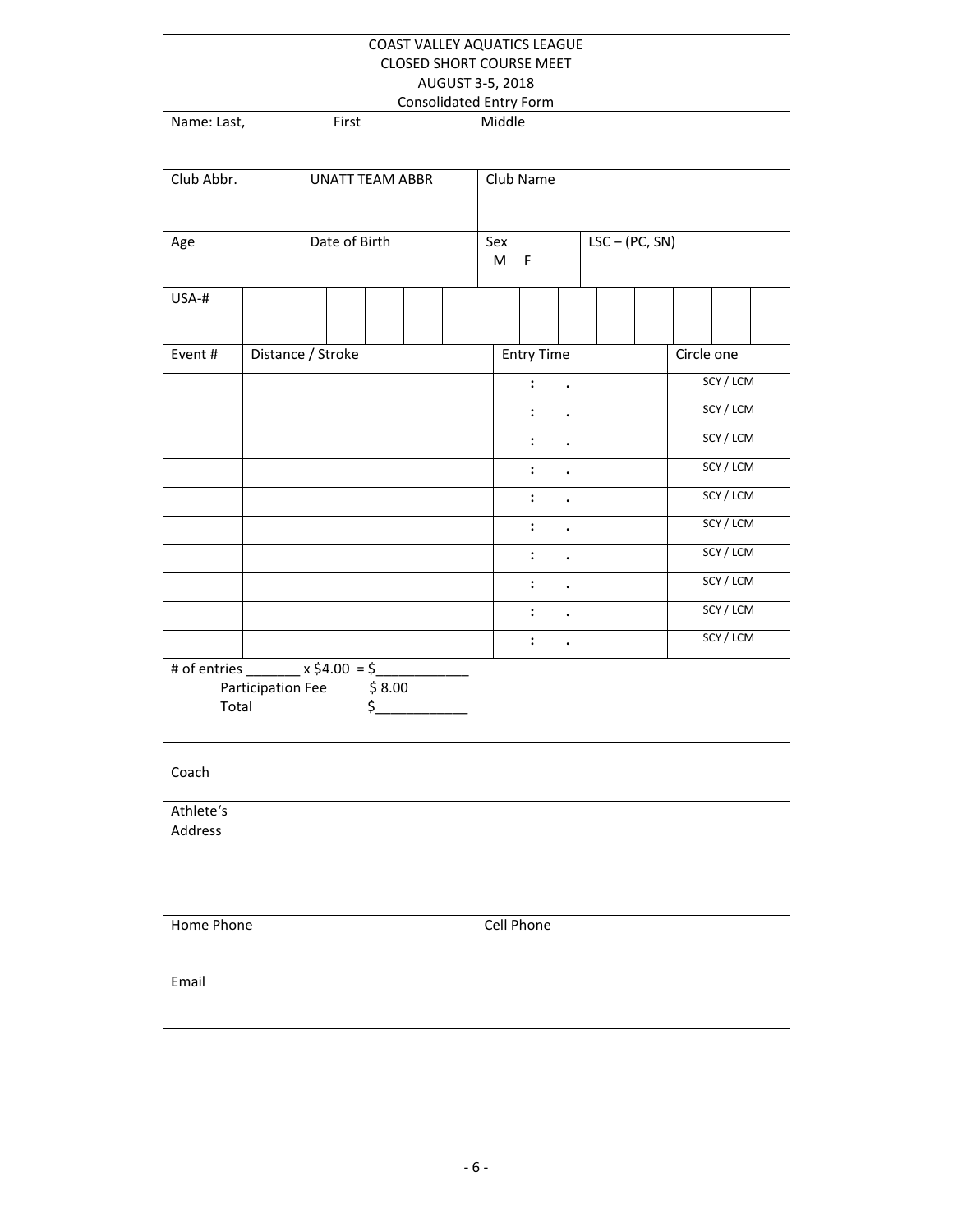COAST VALLEY AQUATICS LEAGUE
CLOSED SHORT COURSE MEET
AUGUST 3-5, 2018
Consolidated Entry Form

| Name: Last, | First | Middle |
|---|---|---|
| | | |

| Club Abbr. | UNATT TEAM ABBR | Club Name |
|---|---|---|
| | | |

| Age | Date of Birth | Sex<br>M F | LSC – (PC, SN) |
|---|---|---|---|
| | | | |

| USA-# | | | | | | | | | | | | | | |
|---|---|---|---|---|---|---|---|---|---|---|---|---|---|---|
| | | | | | | | | | | | | | | |

| Event # | Distance / Stroke | Entry Time | Circle one |
|---|---|---|---|
| | | : . | SCY / LCM |
| | | : . | SCY / LCM |
| | | : . | SCY / LCM |
| | | : . | SCY / LCM |
| | | : . | SCY / LCM |
| | | : . | SCY / LCM |
| | | : . | SCY / LCM |
| | | : . | SCY / LCM |
| | | : . | SCY / LCM |
| | | : . | SCY / LCM |

\# of entries _______ x $4.00 = $____________
Participation Fee $ 8.00
Total $____________

Coach

Athlete's
Address

| Home Phone | Cell Phone |
|---|---|
| | |

Email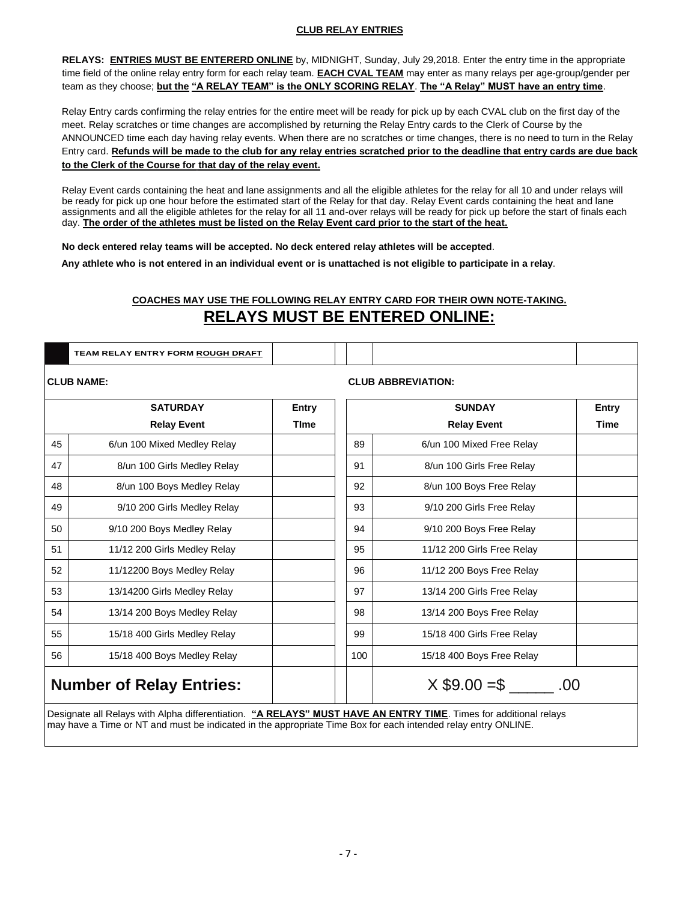## CLUB RELAY ENTRIES

**RELAYS: ENTRIES MUST BE ENTERERD ONLINE** by, MIDNIGHT, Sunday, July 29,2018. Enter the entry time in the appropriate time field of the online relay entry form for each relay team. **EACH CVAL TEAM** may enter as many relays per age-group/gender per team as they choose; **but the "A RELAY TEAM" is the ONLY SCORING RELAY**. **The "A Relay" MUST have an entry time**.

Relay Entry cards confirming the relay entries for the entire meet will be ready for pick up by each CVAL club on the first day of the meet. Relay scratches or time changes are accomplished by returning the Relay Entry cards to the Clerk of Course by the ANNOUNCED time each day having relay events. When there are no scratches or time changes, there is no need to turn in the Relay Entry card. **Refunds will be made to the club for any relay entries scratched prior to the deadline that entry cards are due back to the Clerk of the Course for that day of the relay event.**

Relay Event cards containing the heat and lane assignments and all the eligible athletes for the relay for all 10 and under relays will be ready for pick up one hour before the estimated start of the Relay for that day. Relay Event cards containing the heat and lane assignments and all the eligible athletes for the relay for all 11 and-over relays will be ready for pick up before the start of finals each day. **The order of the athletes must be listed on the Relay Event card prior to the start of the heat.**

**No deck entered relay teams will be accepted. No deck entered relay athletes will be accepted**.

**Any athlete who is not entered in an individual event or is unattached is not eligible to participate in a relay**.

**COACHES MAY USE THE FOLLOWING RELAY ENTRY CARD FOR THEIR OWN NOTE-TAKING.**

## RELAYS MUST BE ENTERED ONLINE:

| | TEAM RELAY ENTRY FORM ROUGH DRAFT | | | | | |
|---|---|---|---|---|---|---|
| CLUB NAME: | | | | CLUB ABBREVIATION: | | |
| | SATURDAY<br>Relay Event | Entry<br>TIme | | | SUNDAY<br>Relay Event | Entry<br>Time |
| 45 | 6/un 100 Mixed Medley Relay | | | 89 | 6/un 100 Mixed Free Relay | |
| 47 | 8/un 100 Girls Medley Relay | | | 91 | 8/un 100 Girls Free Relay | |
| 48 | 8/un 100 Boys Medley Relay | | | 92 | 8/un 100 Boys Free Relay | |
| 49 | 9/10 200 Girls Medley Relay | | | 93 | 9/10 200 Girls Free Relay | |
| 50 | 9/10 200 Boys Medley Relay | | | 94 | 9/10 200 Boys Free Relay | |
| 51 | 11/12 200 Girls Medley Relay | | | 95 | 11/12 200 Girls Free Relay | |
| 52 | 11/12200 Boys Medley Relay | | | 96 | 11/12 200 Boys Free Relay | |
| 53 | 13/14200 Girls Medley Relay | | | 97 | 13/14 200 Girls Free Relay | |
| 54 | 13/14 200 Boys Medley Relay | | | 98 | 13/14 200 Boys Free Relay | |
| 55 | 15/18 400 Girls Medley Relay | | | 99 | 15/18 400 Girls Free Relay | |
| 56 | 15/18 400 Boys Medley Relay | | | 100 | 15/18 400 Boys Free Relay | |
| **Number of Relay Entries:** | | | | | X $9.00 =$ _____ .00 | |

Designate all Relays with Alpha differentiation. **"A RELAYS" MUST HAVE AN ENTRY TIME**. Times for additional relays may have a Time or NT and must be indicated in the appropriate Time Box for each intended relay entry ONLINE.